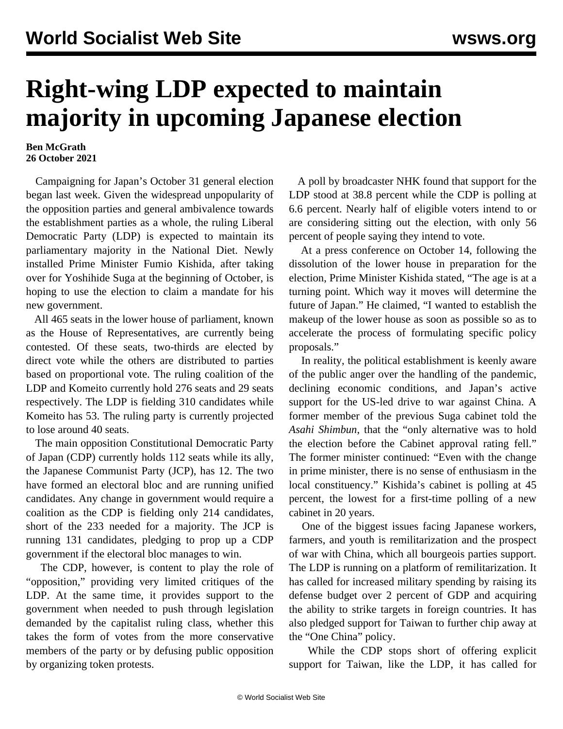# Right-wing LDP expected to maintain majority in upcoming Japanese election

**Ben McGrath**
**26 October 2021**

Campaigning for Japan's October 31 general election began last week. Given the widespread unpopularity of the opposition parties and general ambivalence towards the establishment parties as a whole, the ruling Liberal Democratic Party (LDP) is expected to maintain its parliamentary majority in the National Diet. Newly installed Prime Minister Fumio Kishida, after taking over for Yoshihide Suga at the beginning of October, is hoping to use the election to claim a mandate for his new government.

All 465 seats in the lower house of parliament, known as the House of Representatives, are currently being contested. Of these seats, two-thirds are elected by direct vote while the others are distributed to parties based on proportional vote. The ruling coalition of the LDP and Komeito currently hold 276 seats and 29 seats respectively. The LDP is fielding 310 candidates while Komeito has 53. The ruling party is currently projected to lose around 40 seats.

The main opposition Constitutional Democratic Party of Japan (CDP) currently holds 112 seats while its ally, the Japanese Communist Party (JCP), has 12. The two have formed an electoral bloc and are running unified candidates. Any change in government would require a coalition as the CDP is fielding only 214 candidates, short of the 233 needed for a majority. The JCP is running 131 candidates, pledging to prop up a CDP government if the electoral bloc manages to win.

The CDP, however, is content to play the role of "opposition," providing very limited critiques of the LDP. At the same time, it provides support to the government when needed to push through legislation demanded by the capitalist ruling class, whether this takes the form of votes from the more conservative members of the party or by defusing public opposition by organizing token protests.

A poll by broadcaster NHK found that support for the LDP stood at 38.8 percent while the CDP is polling at 6.6 percent. Nearly half of eligible voters intend to or are considering sitting out the election, with only 56 percent of people saying they intend to vote.

At a press conference on October 14, following the dissolution of the lower house in preparation for the election, Prime Minister Kishida stated, "The age is at a turning point. Which way it moves will determine the future of Japan." He claimed, "I wanted to establish the makeup of the lower house as soon as possible so as to accelerate the process of formulating specific policy proposals."

In reality, the political establishment is keenly aware of the public anger over the handling of the pandemic, declining economic conditions, and Japan's active support for the US-led drive to war against China. A former member of the previous Suga cabinet told the *Asahi Shimbun*, that the "only alternative was to hold the election before the Cabinet approval rating fell." The former minister continued: "Even with the change in prime minister, there is no sense of enthusiasm in the local constituency." Kishida's cabinet is polling at 45 percent, the lowest for a first-time polling of a new cabinet in 20 years.

One of the biggest issues facing Japanese workers, farmers, and youth is remilitarization and the prospect of war with China, which all bourgeois parties support. The LDP is running on a platform of remilitarization. It has called for increased military spending by raising its defense budget over 2 percent of GDP and acquiring the ability to strike targets in foreign countries. It has also pledged support for Taiwan to further chip away at the "One China" policy.

While the CDP stops short of offering explicit support for Taiwan, like the LDP, it has called for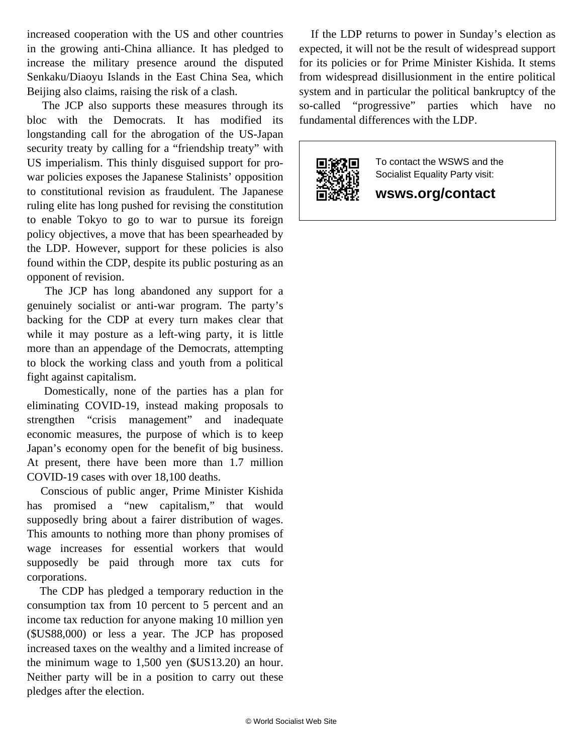increased cooperation with the US and other countries in the growing anti-China alliance. It has pledged to increase the military presence around the disputed Senkaku/Diaoyu Islands in the East China Sea, which Beijing also claims, raising the risk of a clash.

The JCP also supports these measures through its bloc with the Democrats. It has modified its longstanding call for the abrogation of the US-Japan security treaty by calling for a "friendship treaty" with US imperialism. This thinly disguised support for pro-war policies exposes the Japanese Stalinists' opposition to constitutional revision as fraudulent. The Japanese ruling elite has long pushed for revising the constitution to enable Tokyo to go to war to pursue its foreign policy objectives, a move that has been spearheaded by the LDP. However, support for these policies is also found within the CDP, despite its public posturing as an opponent of revision.

The JCP has long abandoned any support for a genuinely socialist or anti-war program. The party's backing for the CDP at every turn makes clear that while it may posture as a left-wing party, it is little more than an appendage of the Democrats, attempting to block the working class and youth from a political fight against capitalism.

Domestically, none of the parties has a plan for eliminating COVID-19, instead making proposals to strengthen "crisis management" and inadequate economic measures, the purpose of which is to keep Japan's economy open for the benefit of big business. At present, there have been more than 1.7 million COVID-19 cases with over 18,100 deaths.

Conscious of public anger, Prime Minister Kishida has promised a "new capitalism," that would supposedly bring about a fairer distribution of wages. This amounts to nothing more than phony promises of wage increases for essential workers that would supposedly be paid through more tax cuts for corporations.

The CDP has pledged a temporary reduction in the consumption tax from 10 percent to 5 percent and an income tax reduction for anyone making 10 million yen ($US88,000) or less a year. The JCP has proposed increased taxes on the wealthy and a limited increase of the minimum wage to 1,500 yen ($US13.20) an hour. Neither party will be in a position to carry out these pledges after the election.

If the LDP returns to power in Sunday's election as expected, it will not be the result of widespread support for its policies or for Prime Minister Kishida. It stems from widespread disillusionment in the entire political system and in particular the political bankruptcy of the so-called "progressive" parties which have no fundamental differences with the LDP.

To contact the WSWS and the Socialist Equality Party visit:

**wsws.org/contact**